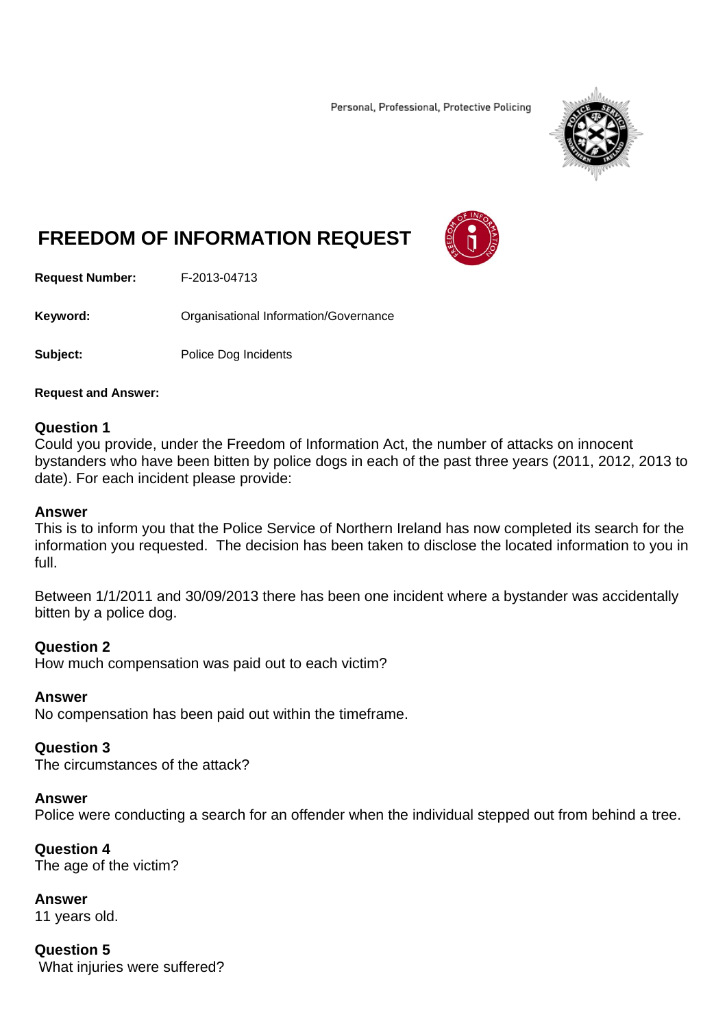Personal, Professional, Protective Policing

# FREEDOM OF INFORMATION REQUEST

**Request Number:** F-2013-04713

**Keyword:** Organisational Information/Governance

**Subject:** Police Dog Incidents

**Request and Answer:**

**Question 1**
Could you provide, under the Freedom of Information Act, the number of attacks on innocent bystanders who have been bitten by police dogs in each of the past three years (2011, 2012, 2013 to date). For each incident please provide:

**Answer**
This is to inform you that the Police Service of Northern Ireland has now completed its search for the information you requested. The decision has been taken to disclose the located information to you in full.

Between 1/1/2011 and 30/09/2013 there has been one incident where a bystander was accidentally bitten by a police dog.

**Question 2**
How much compensation was paid out to each victim?

**Answer**
No compensation has been paid out within the timeframe.

**Question 3**
The circumstances of the attack?

**Answer**
Police were conducting a search for an offender when the individual stepped out from behind a tree.

**Question 4**
The age of the victim?

**Answer**
11 years old.

**Question 5**
What injuries were suffered?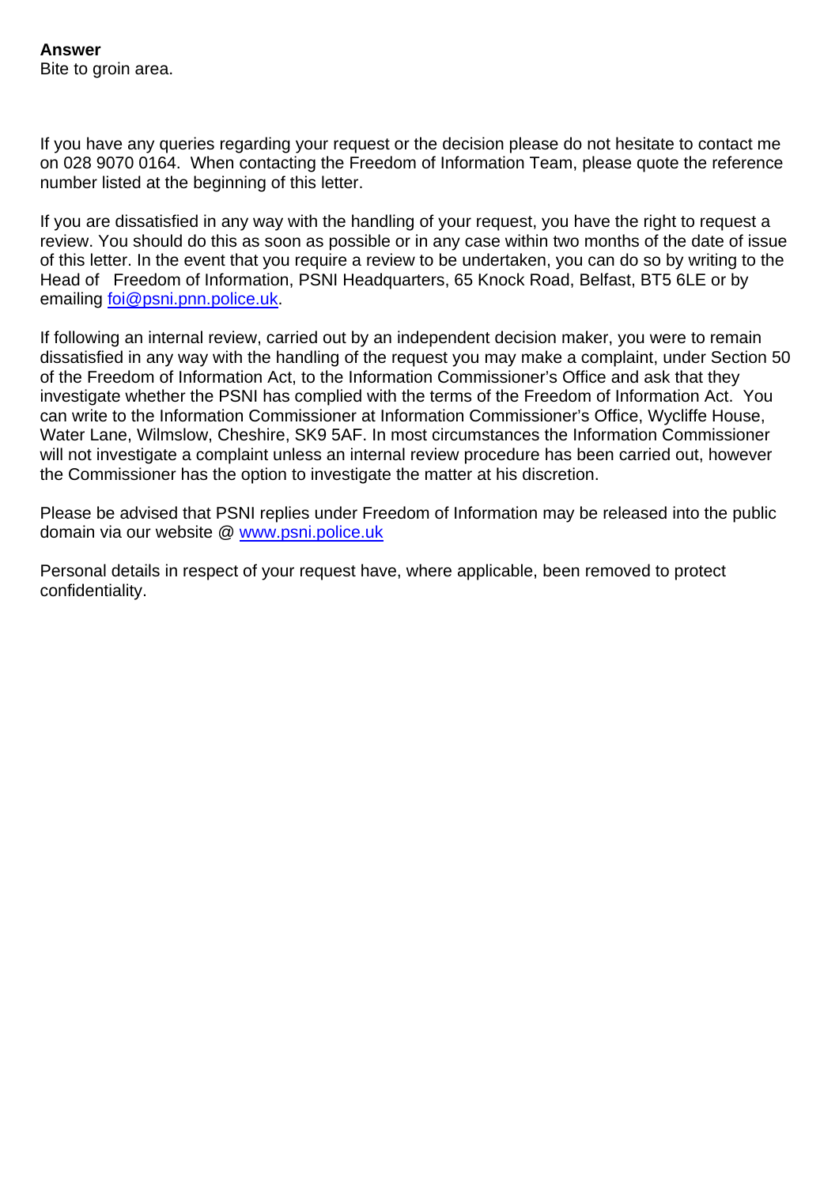**Answer**
Bite to groin area.

If you have any queries regarding your request or the decision please do not hesitate to contact me on 028 9070 0164. When contacting the Freedom of Information Team, please quote the reference number listed at the beginning of this letter.

If you are dissatisfied in any way with the handling of your request, you have the right to request a review. You should do this as soon as possible or in any case within two months of the date of issue of this letter. In the event that you require a review to be undertaken, you can do so by writing to the Head of Freedom of Information, PSNI Headquarters, 65 Knock Road, Belfast, BT5 6LE or by emailing foi@psni.pnn.police.uk.

If following an internal review, carried out by an independent decision maker, you were to remain dissatisfied in any way with the handling of the request you may make a complaint, under Section 50 of the Freedom of Information Act, to the Information Commissioner's Office and ask that they investigate whether the PSNI has complied with the terms of the Freedom of Information Act. You can write to the Information Commissioner at Information Commissioner's Office, Wycliffe House, Water Lane, Wilmslow, Cheshire, SK9 5AF. In most circumstances the Information Commissioner will not investigate a complaint unless an internal review procedure has been carried out, however the Commissioner has the option to investigate the matter at his discretion.

Please be advised that PSNI replies under Freedom of Information may be released into the public domain via our website @ www.psni.police.uk

Personal details in respect of your request have, where applicable, been removed to protect confidentiality.